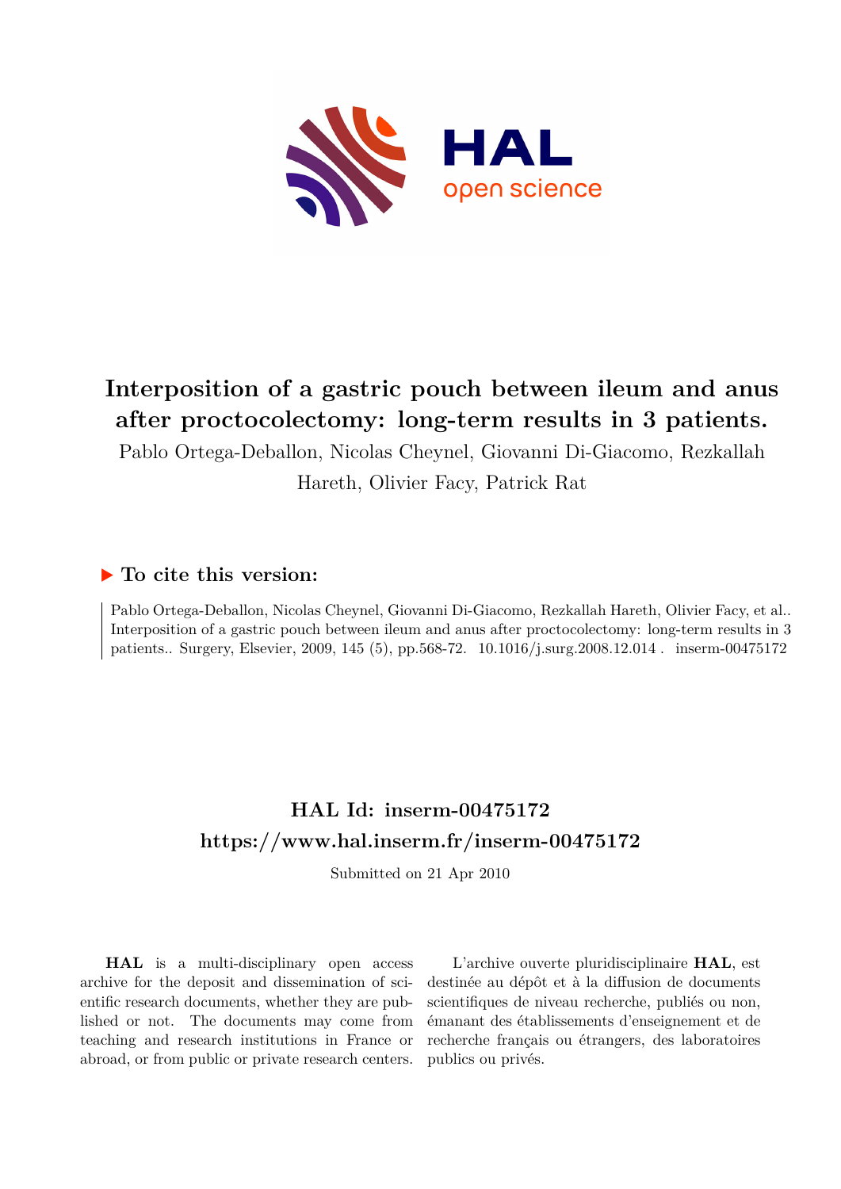# Interposition of a gastric pouch between ileum and anus after proctocolectomy: long-term results in 3 patients.

Pablo Ortega-Deballon, Nicolas Cheynel, Giovanni Di-Giacomo, Rezkallah Hareth, Olivier Facy, Patrick Rat

## ▶ To cite this version:

Pablo Ortega-Deballon, Nicolas Cheynel, Giovanni Di-Giacomo, Rezkallah Hareth, Olivier Facy, et al.. Interposition of a gastric pouch between ileum and anus after proctocolectomy: long-term results in 3 patients.. Surgery, Elsevier, 2009, 145 (5), pp.568-72. 10.1016/j.surg.2008.12.014 . inserm-00475172

## HAL Id: inserm-00475172
## https://www.hal.inserm.fr/inserm-00475172

Submitted on 21 Apr 2010

**HAL** is a multi-disciplinary open access archive for the deposit and dissemination of scientific research documents, whether they are published or not. The documents may come from teaching and research institutions in France or abroad, or from public or private research centers.

L'archive ouverte pluridisciplinaire **HAL**, est destinée au dépôt et à la diffusion de documents scientifiques de niveau recherche, publiés ou non, émanant des établissements d'enseignement et de recherche français ou étrangers, des laboratoires publics ou privés.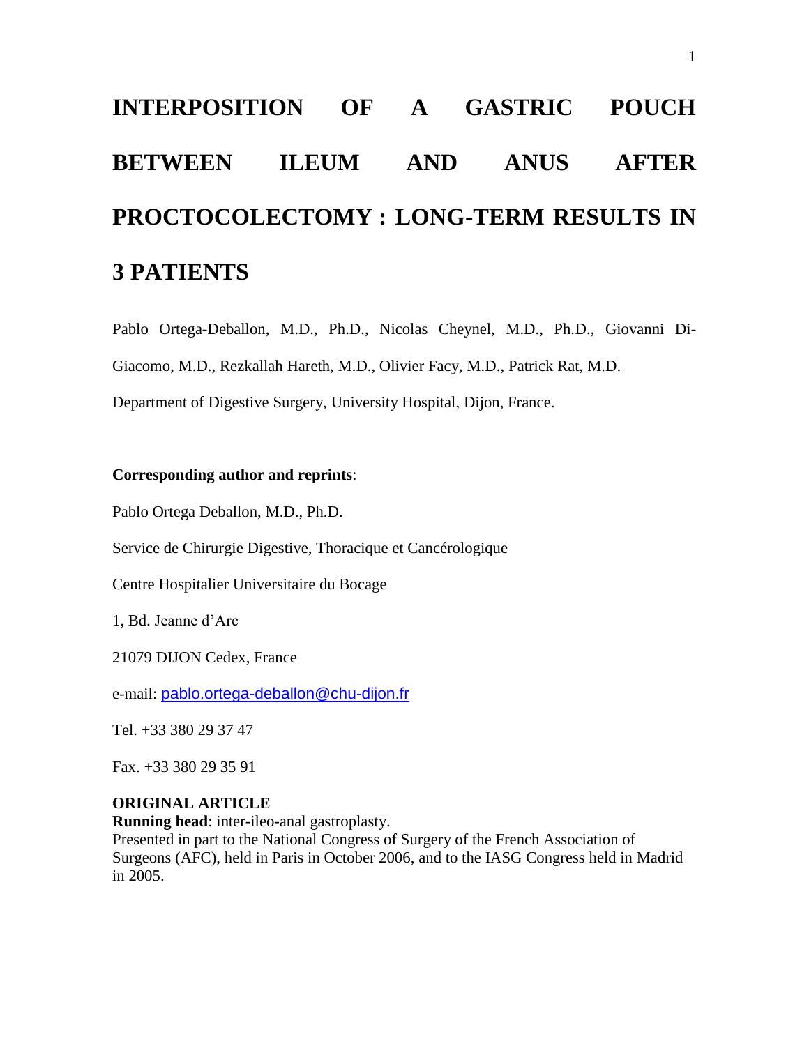# INTERPOSITION OF A GASTRIC POUCH BETWEEN ILEUM AND ANUS AFTER PROCTOCOLECTOMY : LONG-TERM RESULTS IN 3 PATIENTS

Pablo Ortega-Deballon, M.D., Ph.D., Nicolas Cheynel, M.D., Ph.D., Giovanni Di-Giacomo, M.D., Rezkallah Hareth, M.D., Olivier Facy, M.D., Patrick Rat, M.D.

Department of Digestive Surgery, University Hospital, Dijon, France.

**Corresponding author and reprints**:

Pablo Ortega Deballon, M.D., Ph.D.

Service de Chirurgie Digestive, Thoracique et Cancérologique

Centre Hospitalier Universitaire du Bocage

1, Bd. Jeanne d'Arc

21079 DIJON Cedex, France

e-mail: pablo.ortega-deballon@chu-dijon.fr

Tel. +33 380 29 37 47

Fax. +33 380 29 35 91

**ORIGINAL ARTICLE**

**Running head**: inter-ileo-anal gastroplasty.

Presented in part to the National Congress of Surgery of the French Association of Surgeons (AFC), held in Paris in October 2006, and to the IASG Congress held in Madrid in 2005.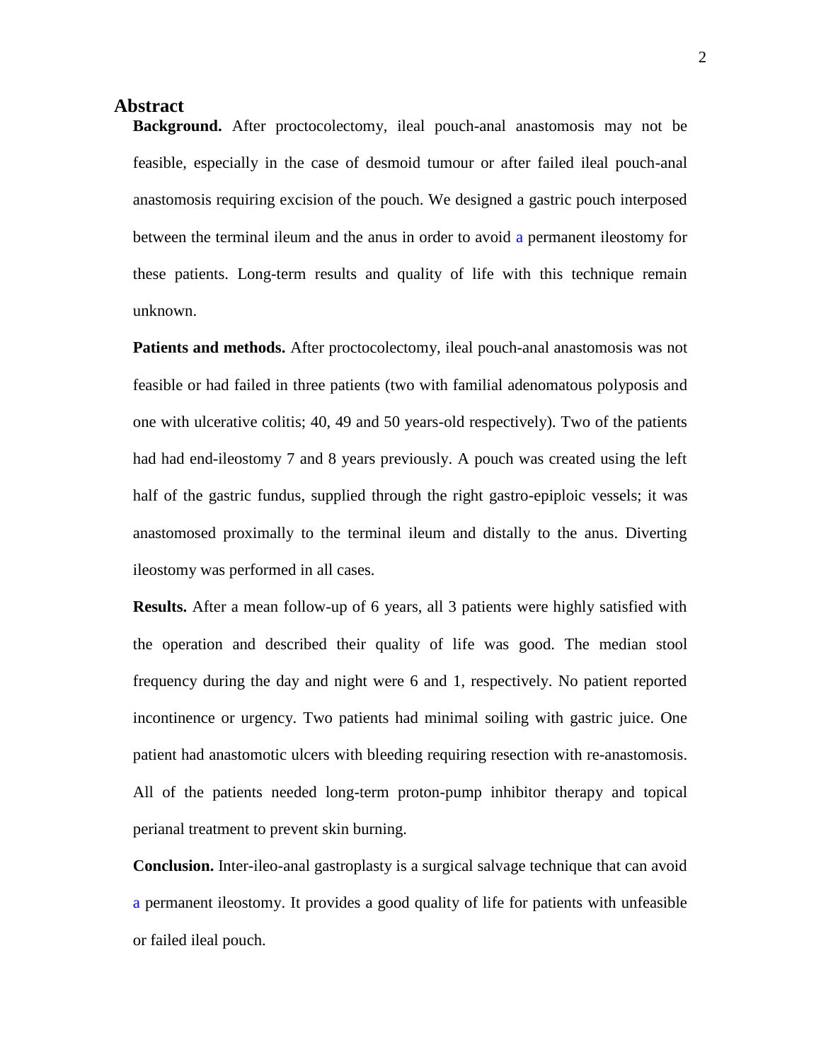## Abstract

**Background.** After proctocolectomy, ileal pouch-anal anastomosis may not be feasible, especially in the case of desmoid tumour or after failed ileal pouch-anal anastomosis requiring excision of the pouch. We designed a gastric pouch interposed between the terminal ileum and the anus in order to avoid a permanent ileostomy for these patients. Long-term results and quality of life with this technique remain unknown.

**Patients and methods.** After proctocolectomy, ileal pouch-anal anastomosis was not feasible or had failed in three patients (two with familial adenomatous polyposis and one with ulcerative colitis; 40, 49 and 50 years-old respectively). Two of the patients had had end-ileostomy 7 and 8 years previously. A pouch was created using the left half of the gastric fundus, supplied through the right gastro-epiploic vessels; it was anastomosed proximally to the terminal ileum and distally to the anus. Diverting ileostomy was performed in all cases.

**Results.** After a mean follow-up of 6 years, all 3 patients were highly satisfied with the operation and described their quality of life was good. The median stool frequency during the day and night were 6 and 1, respectively. No patient reported incontinence or urgency. Two patients had minimal soiling with gastric juice. One patient had anastomotic ulcers with bleeding requiring resection with re-anastomosis. All of the patients needed long-term proton-pump inhibitor therapy and topical perianal treatment to prevent skin burning.

**Conclusion.** Inter-ileo-anal gastroplasty is a surgical salvage technique that can avoid a permanent ileostomy. It provides a good quality of life for patients with unfeasible or failed ileal pouch.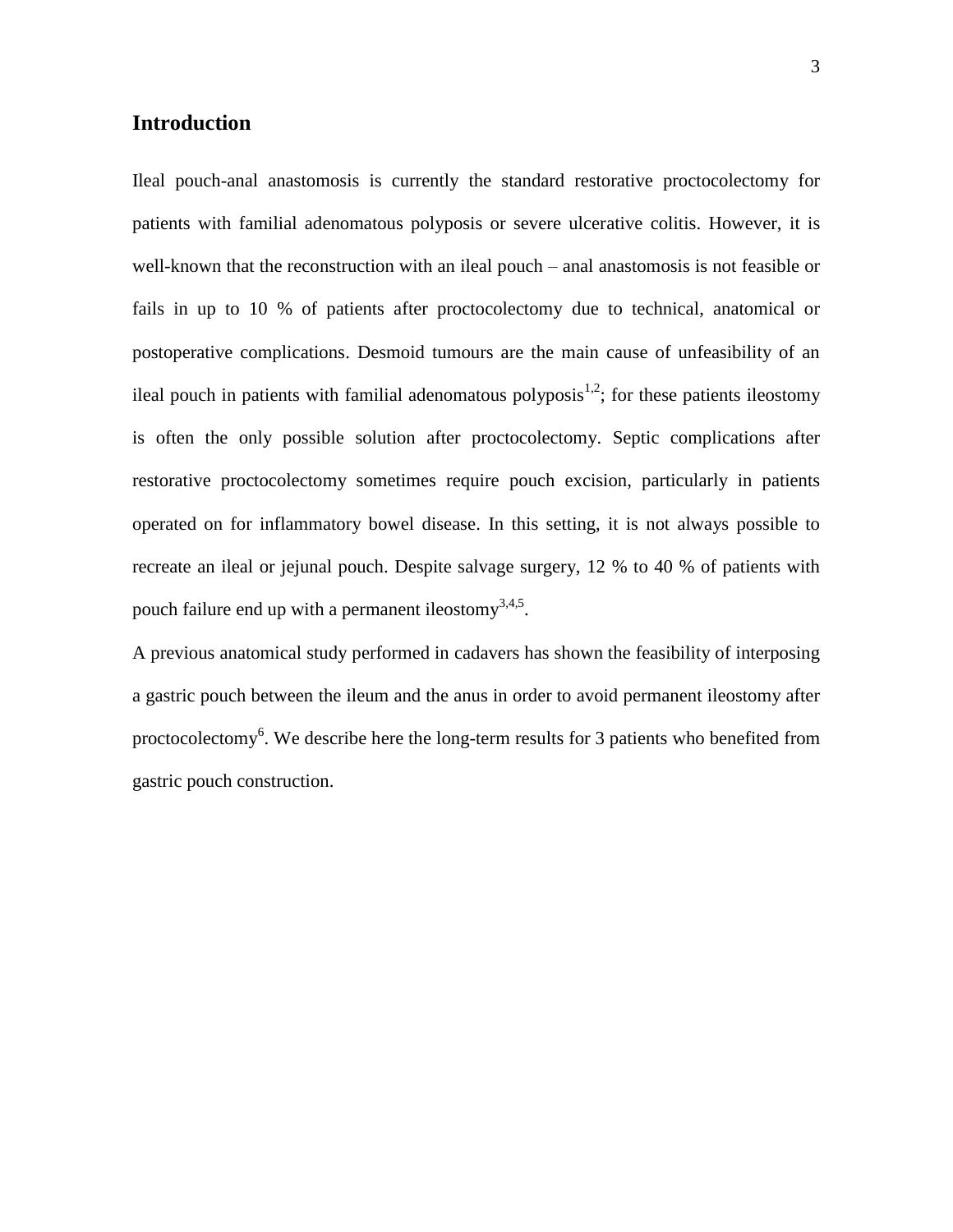## Introduction

Ileal pouch-anal anastomosis is currently the standard restorative proctocolectomy for patients with familial adenomatous polyposis or severe ulcerative colitis. However, it is well-known that the reconstruction with an ileal pouch – anal anastomosis is not feasible or fails in up to 10 % of patients after proctocolectomy due to technical, anatomical or postoperative complications. Desmoid tumours are the main cause of unfeasibility of an ileal pouch in patients with familial adenomatous polyposis[1,2]; for these patients ileostomy is often the only possible solution after proctocolectomy. Septic complications after restorative proctocolectomy sometimes require pouch excision, particularly in patients operated on for inflammatory bowel disease. In this setting, it is not always possible to recreate an ileal or jejunal pouch. Despite salvage surgery, 12 % to 40 % of patients with pouch failure end up with a permanent ileostomy[3,4,5].

A previous anatomical study performed in cadavers has shown the feasibility of interposing a gastric pouch between the ileum and the anus in order to avoid permanent ileostomy after proctocolectomy[6]. We describe here the long-term results for 3 patients who benefited from gastric pouch construction.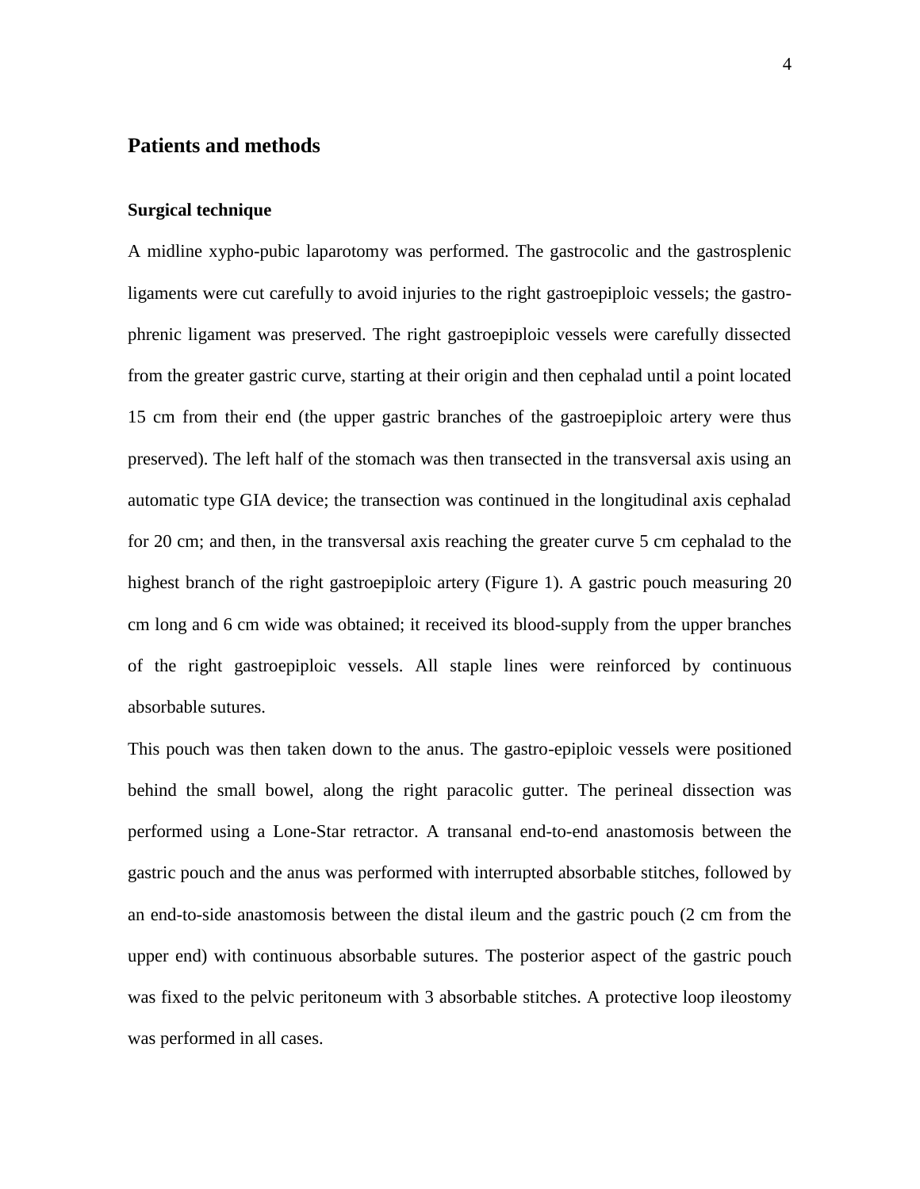## Patients and methods

### Surgical technique

A midline xypho-pubic laparotomy was performed. The gastrocolic and the gastrosplenic ligaments were cut carefully to avoid injuries to the right gastroepiploic vessels; the gastro-phrenic ligament was preserved. The right gastroepiploic vessels were carefully dissected from the greater gastric curve, starting at their origin and then cephalad until a point located 15 cm from their end (the upper gastric branches of the gastroepiploic artery were thus preserved). The left half of the stomach was then transected in the transversal axis using an automatic type GIA device; the transection was continued in the longitudinal axis cephalad for 20 cm; and then, in the transversal axis reaching the greater curve 5 cm cephalad to the highest branch of the right gastroepiploic artery (Figure 1). A gastric pouch measuring 20 cm long and 6 cm wide was obtained; it received its blood-supply from the upper branches of the right gastroepiploic vessels. All staple lines were reinforced by continuous absorbable sutures.

This pouch was then taken down to the anus. The gastro-epiploic vessels were positioned behind the small bowel, along the right paracolic gutter. The perineal dissection was performed using a Lone-Star retractor. A transanal end-to-end anastomosis between the gastric pouch and the anus was performed with interrupted absorbable stitches, followed by an end-to-side anastomosis between the distal ileum and the gastric pouch (2 cm from the upper end) with continuous absorbable sutures. The posterior aspect of the gastric pouch was fixed to the pelvic peritoneum with 3 absorbable stitches. A protective loop ileostomy was performed in all cases.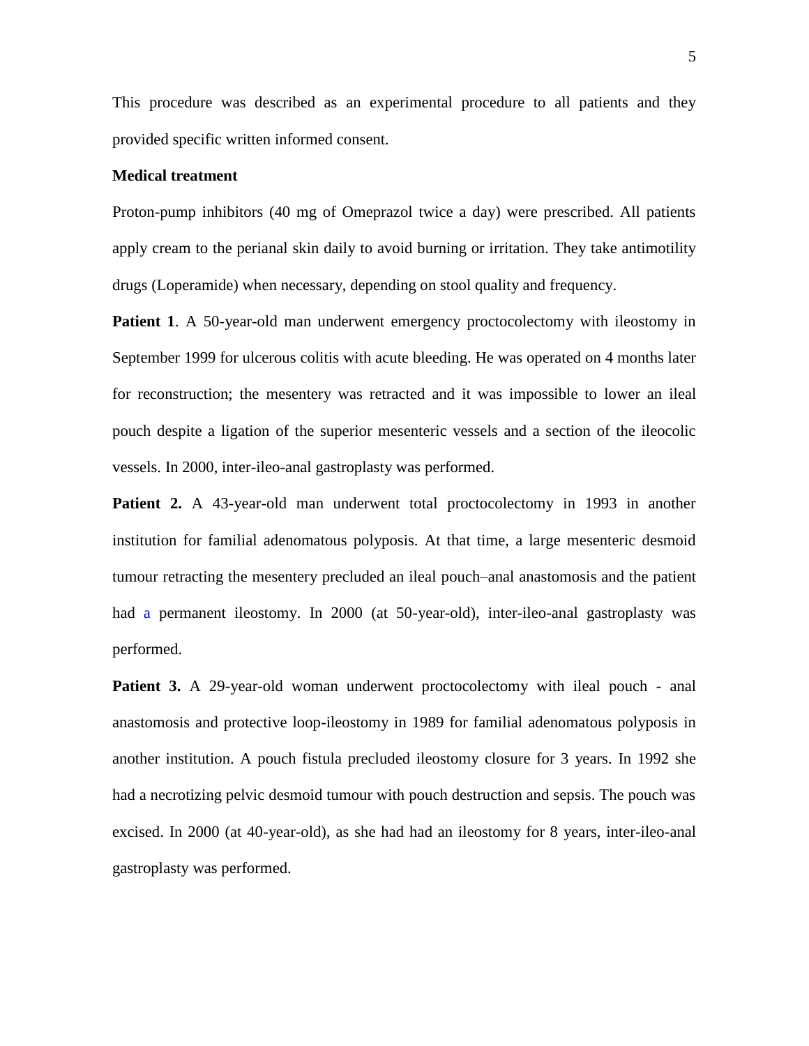This procedure was described as an experimental procedure to all patients and they provided specific written informed consent.

**Medical treatment**

Proton-pump inhibitors (40 mg of Omeprazol twice a day) were prescribed. All patients apply cream to the perianal skin daily to avoid burning or irritation. They take antimotility drugs (Loperamide) when necessary, depending on stool quality and frequency.

**Patient 1**. A 50-year-old man underwent emergency proctocolectomy with ileostomy in September 1999 for ulcerous colitis with acute bleeding. He was operated on 4 months later for reconstruction; the mesentery was retracted and it was impossible to lower an ileal pouch despite a ligation of the superior mesenteric vessels and a section of the ileocolic vessels. In 2000, inter-ileo-anal gastroplasty was performed.

**Patient 2.** A 43-year-old man underwent total proctocolectomy in 1993 in another institution for familial adenomatous polyposis. At that time, a large mesenteric desmoid tumour retracting the mesentery precluded an ileal pouch–anal anastomosis and the patient had a permanent ileostomy. In 2000 (at 50-year-old), inter-ileo-anal gastroplasty was performed.

**Patient 3.** A 29-year-old woman underwent proctocolectomy with ileal pouch - anal anastomosis and protective loop-ileostomy in 1989 for familial adenomatous polyposis in another institution. A pouch fistula precluded ileostomy closure for 3 years. In 1992 she had a necrotizing pelvic desmoid tumour with pouch destruction and sepsis. The pouch was excised. In 2000 (at 40-year-old), as she had had an ileostomy for 8 years, inter-ileo-anal gastroplasty was performed.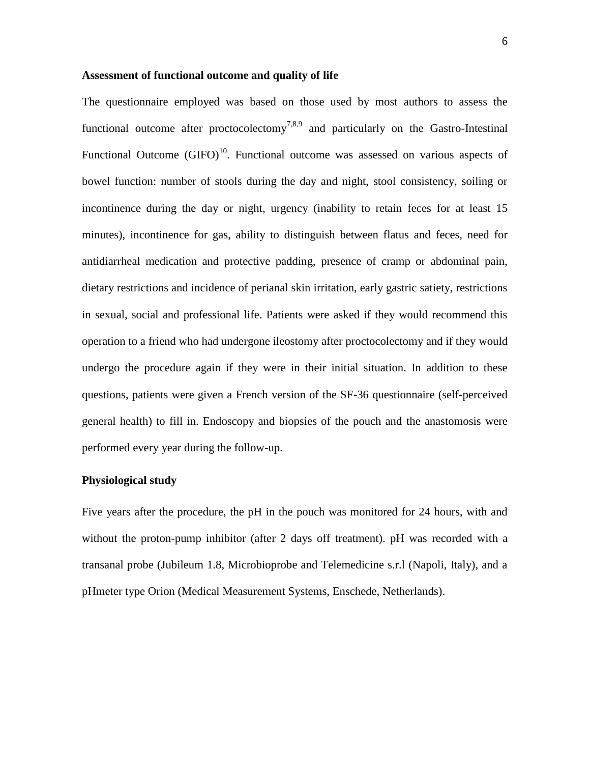**Assessment of functional outcome and quality of life**

The questionnaire employed was based on those used by most authors to assess the functional outcome after proctocolectomy[7,8,9] and particularly on the Gastro-Intestinal Functional Outcome (GIFO)[10]. Functional outcome was assessed on various aspects of bowel function: number of stools during the day and night, stool consistency, soiling or incontinence during the day or night, urgency (inability to retain feces for at least 15 minutes), incontinence for gas, ability to distinguish between flatus and feces, need for antidiarrheal medication and protective padding, presence of cramp or abdominal pain, dietary restrictions and incidence of perianal skin irritation, early gastric satiety, restrictions in sexual, social and professional life. Patients were asked if they would recommend this operation to a friend who had undergone ileostomy after proctocolectomy and if they would undergo the procedure again if they were in their initial situation. In addition to these questions, patients were given a French version of the SF-36 questionnaire (self-perceived general health) to fill in. Endoscopy and biopsies of the pouch and the anastomosis were performed every year during the follow-up.

**Physiological study**

Five years after the procedure, the pH in the pouch was monitored for 24 hours, with and without the proton-pump inhibitor (after 2 days off treatment). pH was recorded with a transanal probe (Jubileum 1.8, Microbioprobe and Telemedicine s.r.l (Napoli, Italy), and a pHmeter type Orion (Medical Measurement Systems, Enschede, Netherlands).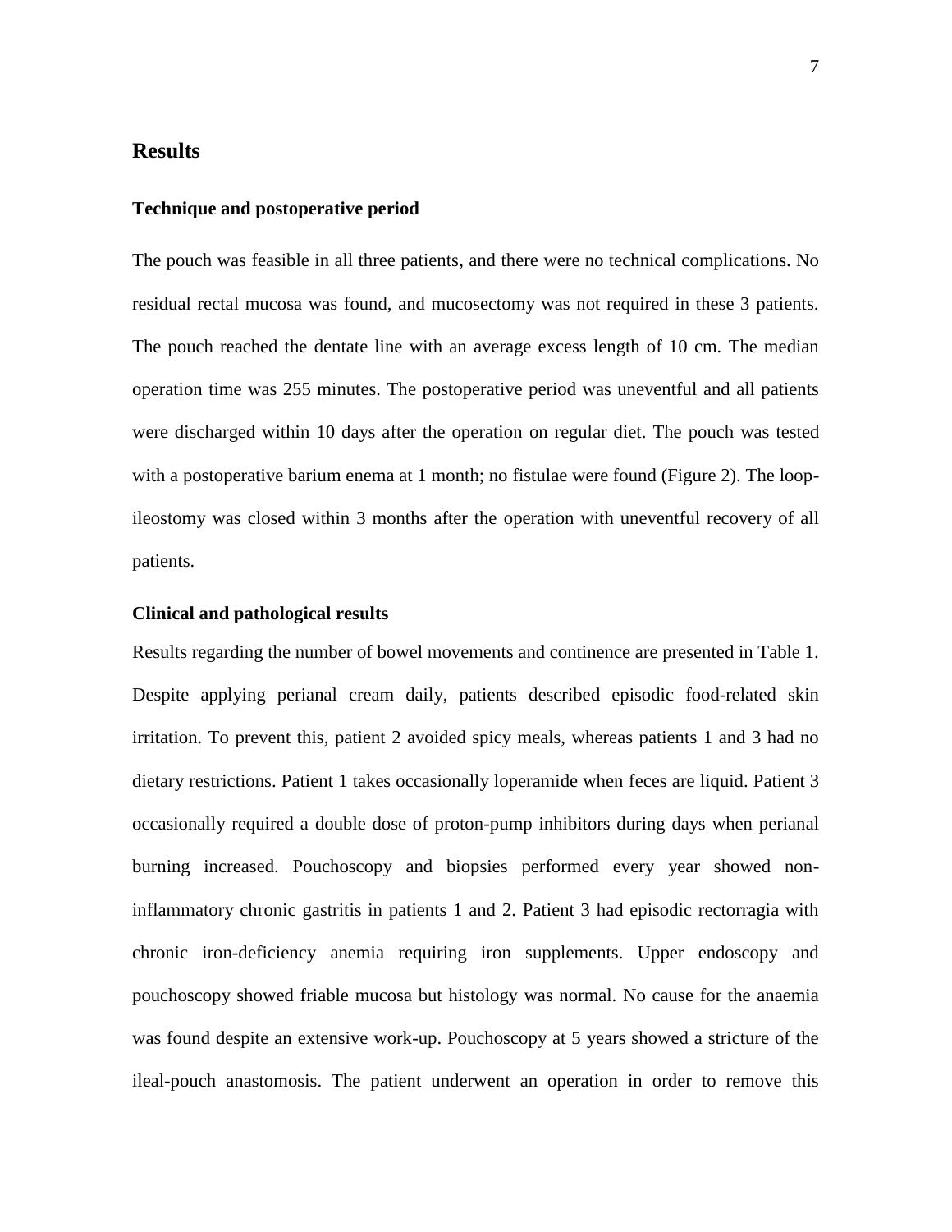## Results

### Technique and postoperative period

The pouch was feasible in all three patients, and there were no technical complications. No residual rectal mucosa was found, and mucosectomy was not required in these 3 patients. The pouch reached the dentate line with an average excess length of 10 cm. The median operation time was 255 minutes. The postoperative period was uneventful and all patients were discharged within 10 days after the operation on regular diet. The pouch was tested with a postoperative barium enema at 1 month; no fistulae were found (Figure 2). The loop-ileostomy was closed within 3 months after the operation with uneventful recovery of all patients.

### Clinical and pathological results

Results regarding the number of bowel movements and continence are presented in Table 1. Despite applying perianal cream daily, patients described episodic food-related skin irritation. To prevent this, patient 2 avoided spicy meals, whereas patients 1 and 3 had no dietary restrictions. Patient 1 takes occasionally loperamide when feces are liquid. Patient 3 occasionally required a double dose of proton-pump inhibitors during days when perianal burning increased. Pouchoscopy and biopsies performed every year showed non-inflammatory chronic gastritis in patients 1 and 2. Patient 3 had episodic rectorragia with chronic iron-deficiency anemia requiring iron supplements. Upper endoscopy and pouchoscopy showed friable mucosa but histology was normal. No cause for the anaemia was found despite an extensive work-up. Pouchoscopy at 5 years showed a stricture of the ileal-pouch anastomosis. The patient underwent an operation in order to remove this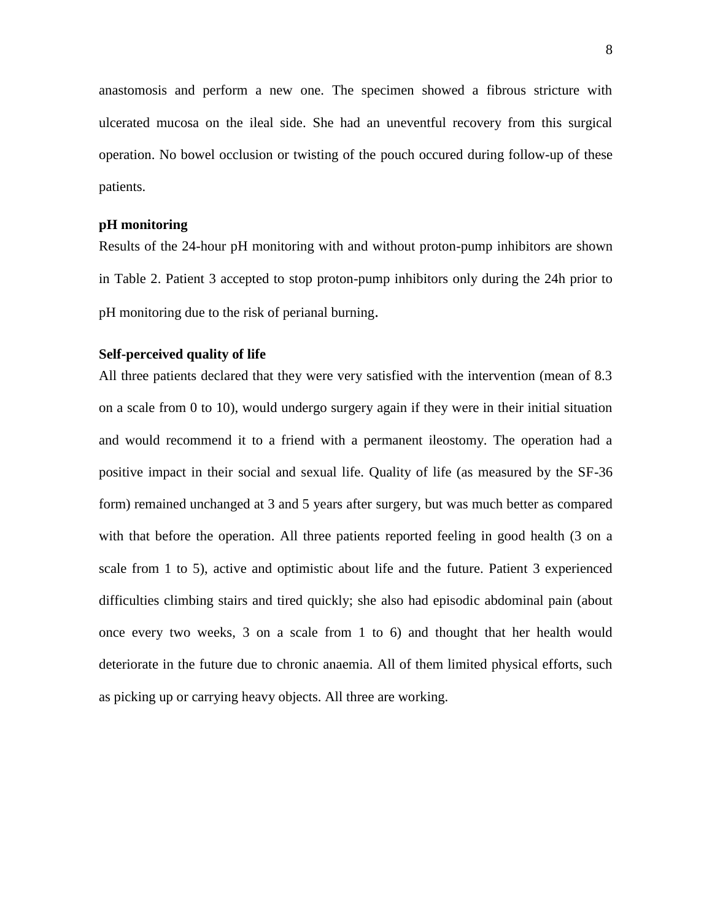anastomosis and perform a new one. The specimen showed a fibrous stricture with ulcerated mucosa on the ileal side. She had an uneventful recovery from this surgical operation. No bowel occlusion or twisting of the pouch occured during follow-up of these patients.

**pH monitoring**

Results of the 24-hour pH monitoring with and without proton-pump inhibitors are shown in Table 2. Patient 3 accepted to stop proton-pump inhibitors only during the 24h prior to pH monitoring due to the risk of perianal burning.

**Self-perceived quality of life**

All three patients declared that they were very satisfied with the intervention (mean of 8.3 on a scale from 0 to 10), would undergo surgery again if they were in their initial situation and would recommend it to a friend with a permanent ileostomy. The operation had a positive impact in their social and sexual life. Quality of life (as measured by the SF-36 form) remained unchanged at 3 and 5 years after surgery, but was much better as compared with that before the operation. All three patients reported feeling in good health (3 on a scale from 1 to 5), active and optimistic about life and the future. Patient 3 experienced difficulties climbing stairs and tired quickly; she also had episodic abdominal pain (about once every two weeks, 3 on a scale from 1 to 6) and thought that her health would deteriorate in the future due to chronic anaemia. All of them limited physical efforts, such as picking up or carrying heavy objects. All three are working.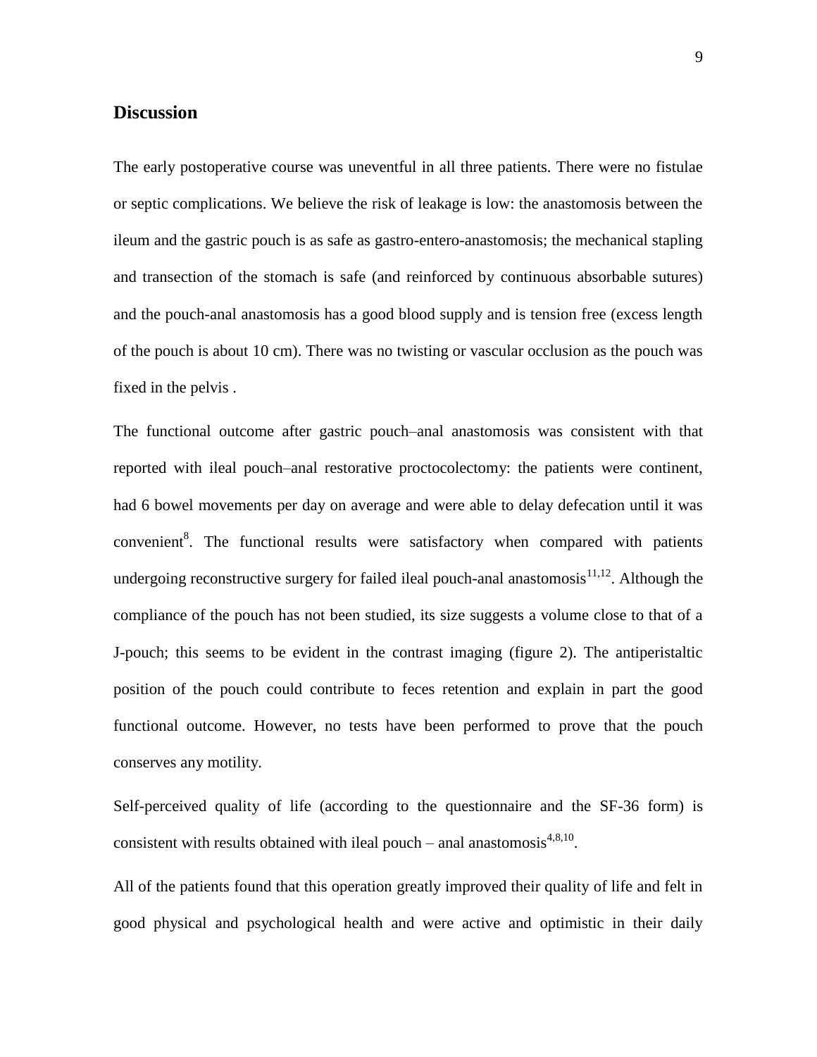## Discussion

The early postoperative course was uneventful in all three patients. There were no fistulae or septic complications. We believe the risk of leakage is low: the anastomosis between the ileum and the gastric pouch is as safe as gastro-entero-anastomosis; the mechanical stapling and transection of the stomach is safe (and reinforced by continuous absorbable sutures) and the pouch-anal anastomosis has a good blood supply and is tension free (excess length of the pouch is about 10 cm). There was no twisting or vascular occlusion as the pouch was fixed in the pelvis .

The functional outcome after gastric pouch–anal anastomosis was consistent with that reported with ileal pouch–anal restorative proctocolectomy: the patients were continent, had 6 bowel movements per day on average and were able to delay defecation until it was convenient[8]. The functional results were satisfactory when compared with patients undergoing reconstructive surgery for failed ileal pouch-anal anastomosis[11,12]. Although the compliance of the pouch has not been studied, its size suggests a volume close to that of a J-pouch; this seems to be evident in the contrast imaging (figure 2). The antiperistaltic position of the pouch could contribute to feces retention and explain in part the good functional outcome. However, no tests have been performed to prove that the pouch conserves any motility.

Self-perceived quality of life (according to the questionnaire and the SF-36 form) is consistent with results obtained with ileal pouch – anal anastomosis[4,8,10].

All of the patients found that this operation greatly improved their quality of life and felt in good physical and psychological health and were active and optimistic in their daily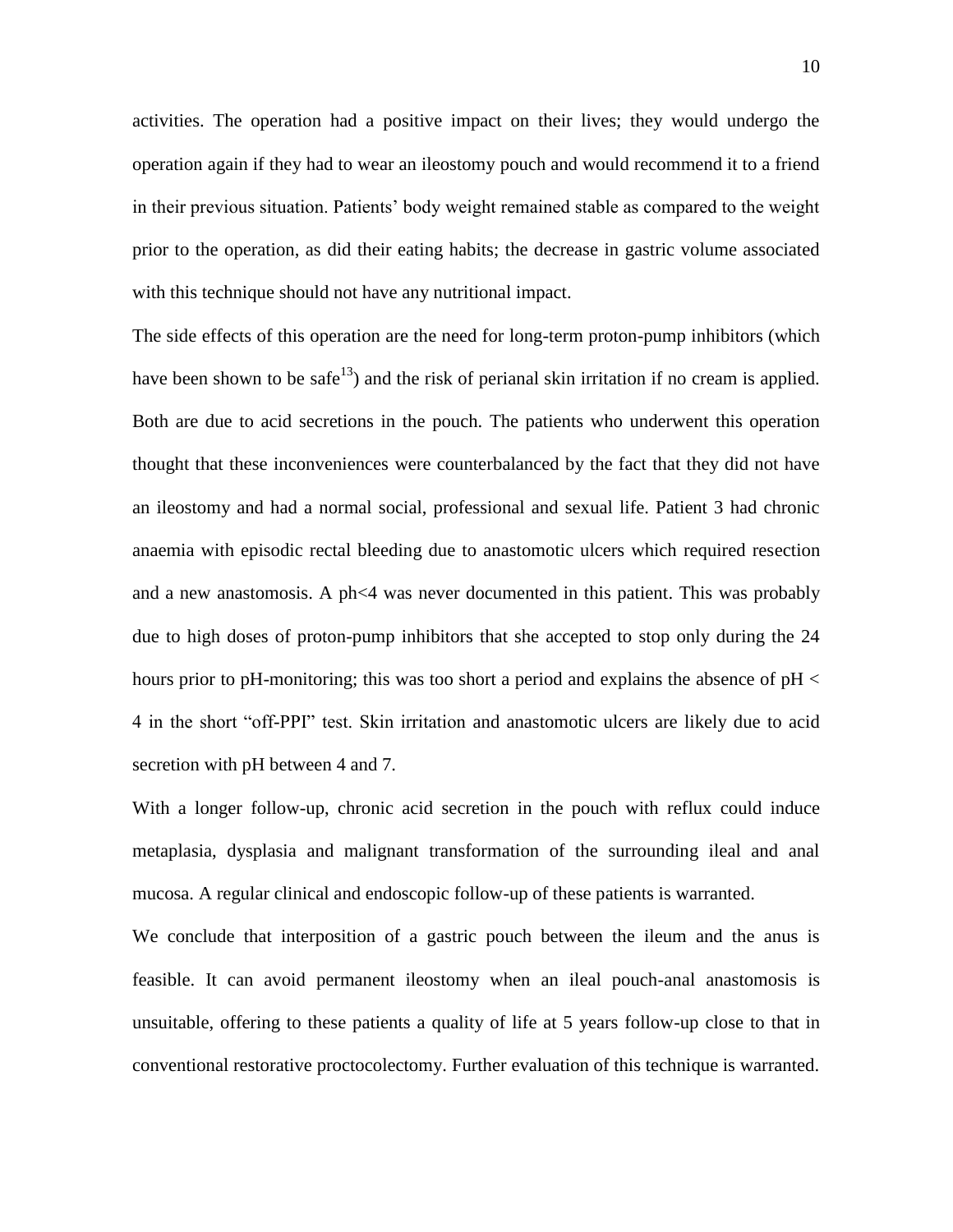activities. The operation had a positive impact on their lives; they would undergo the operation again if they had to wear an ileostomy pouch and would recommend it to a friend in their previous situation. Patients' body weight remained stable as compared to the weight prior to the operation, as did their eating habits; the decrease in gastric volume associated with this technique should not have any nutritional impact.

The side effects of this operation are the need for long-term proton-pump inhibitors (which have been shown to be safe[13]) and the risk of perianal skin irritation if no cream is applied. Both are due to acid secretions in the pouch. The patients who underwent this operation thought that these inconveniences were counterbalanced by the fact that they did not have an ileostomy and had a normal social, professional and sexual life. Patient 3 had chronic anaemia with episodic rectal bleeding due to anastomotic ulcers which required resection and a new anastomosis. A ph<4 was never documented in this patient. This was probably due to high doses of proton-pump inhibitors that she accepted to stop only during the 24 hours prior to pH-monitoring; this was too short a period and explains the absence of pH < 4 in the short "off-PPI" test. Skin irritation and anastomotic ulcers are likely due to acid secretion with pH between 4 and 7.

With a longer follow-up, chronic acid secretion in the pouch with reflux could induce metaplasia, dysplasia and malignant transformation of the surrounding ileal and anal mucosa. A regular clinical and endoscopic follow-up of these patients is warranted.

We conclude that interposition of a gastric pouch between the ileum and the anus is feasible. It can avoid permanent ileostomy when an ileal pouch-anal anastomosis is unsuitable, offering to these patients a quality of life at 5 years follow-up close to that in conventional restorative proctocolectomy. Further evaluation of this technique is warranted.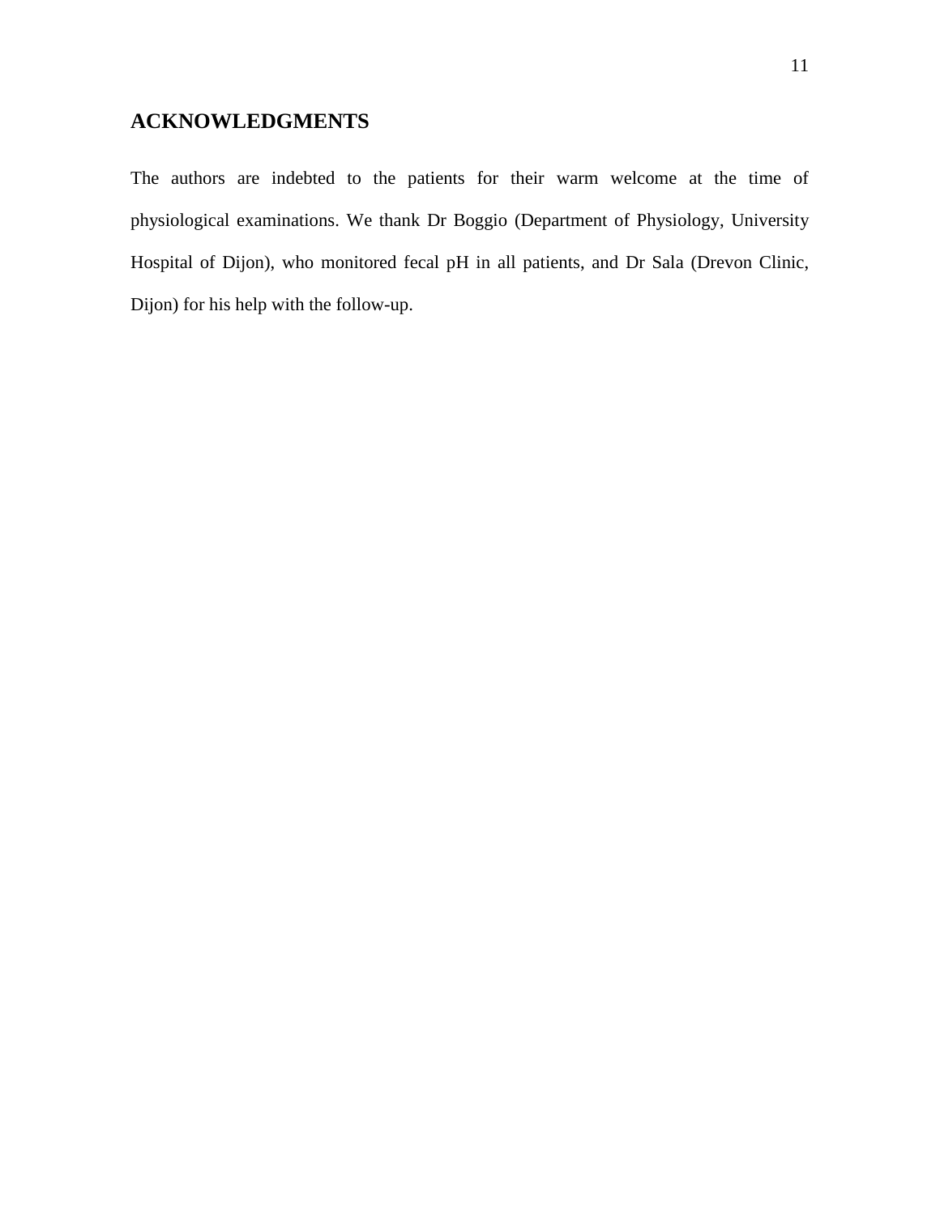## ACKNOWLEDGMENTS

The authors are indebted to the patients for their warm welcome at the time of physiological examinations. We thank Dr Boggio (Department of Physiology, University Hospital of Dijon), who monitored fecal pH in all patients, and Dr Sala (Drevon Clinic, Dijon) for his help with the follow-up.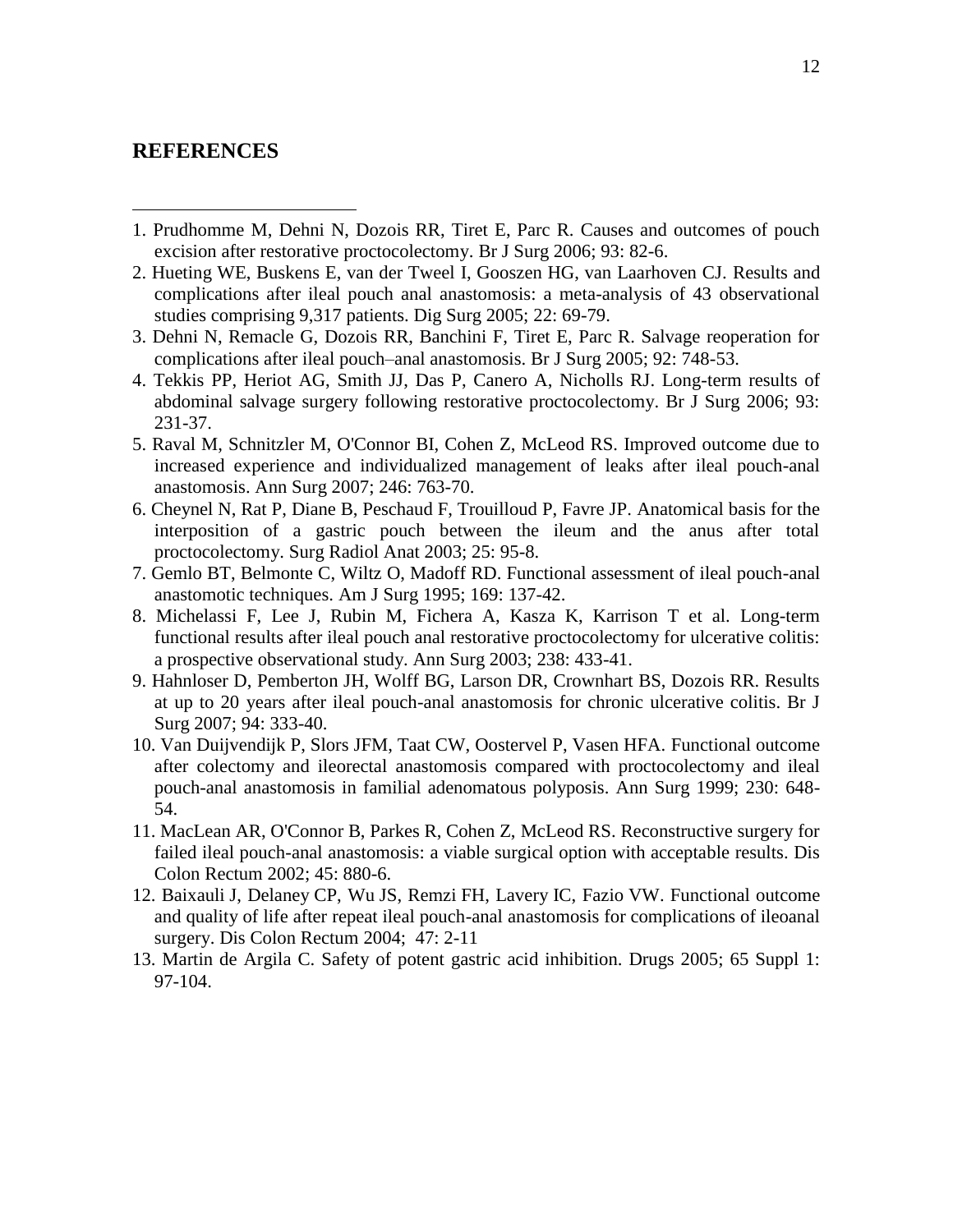## REFERENCES

1. Prudhomme M, Dehni N, Dozois RR, Tiret E, Parc R. Causes and outcomes of pouch excision after restorative proctocolectomy. Br J Surg 2006; 93: 82-6.
2. Hueting WE, Buskens E, van der Tweel I, Gooszen HG, van Laarhoven CJ. Results and complications after ileal pouch anal anastomosis: a meta-analysis of 43 observational studies comprising 9,317 patients. Dig Surg 2005; 22: 69-79.
3. Dehni N, Remacle G, Dozois RR, Banchini F, Tiret E, Parc R. Salvage reoperation for complications after ileal pouch–anal anastomosis. Br J Surg 2005; 92: 748-53.
4. Tekkis PP, Heriot AG, Smith JJ, Das P, Canero A, Nicholls RJ. Long-term results of abdominal salvage surgery following restorative proctocolectomy. Br J Surg 2006; 93: 231-37.
5. Raval M, Schnitzler M, O'Connor BI, Cohen Z, McLeod RS. Improved outcome due to increased experience and individualized management of leaks after ileal pouch-anal anastomosis. Ann Surg 2007; 246: 763-70.
6. Cheynel N, Rat P, Diane B, Peschaud F, Trouilloud P, Favre JP. Anatomical basis for the interposition of a gastric pouch between the ileum and the anus after total proctocolectomy. Surg Radiol Anat 2003; 25: 95-8.
7. Gemlo BT, Belmonte C, Wiltz O, Madoff RD. Functional assessment of ileal pouch-anal anastomotic techniques. Am J Surg 1995; 169: 137-42.
8. Michelassi F, Lee J, Rubin M, Fichera A, Kasza K, Karrison T et al. Long-term functional results after ileal pouch anal restorative proctocolectomy for ulcerative colitis: a prospective observational study. Ann Surg 2003; 238: 433-41.
9. Hahnloser D, Pemberton JH, Wolff BG, Larson DR, Crownhart BS, Dozois RR. Results at up to 20 years after ileal pouch-anal anastomosis for chronic ulcerative colitis. Br J Surg 2007; 94: 333-40.
10. Van Duijvendijk P, Slors JFM, Taat CW, Oostervel P, Vasen HFA. Functional outcome after colectomy and ileorectal anastomosis compared with proctocolectomy and ileal pouch-anal anastomosis in familial adenomatous polyposis. Ann Surg 1999; 230: 648-54.
11. MacLean AR, O'Connor B, Parkes R, Cohen Z, McLeod RS. Reconstructive surgery for failed ileal pouch-anal anastomosis: a viable surgical option with acceptable results. Dis Colon Rectum 2002; 45: 880-6.
12. Baixauli J, Delaney CP, Wu JS, Remzi FH, Lavery IC, Fazio VW. Functional outcome and quality of life after repeat ileal pouch-anal anastomosis for complications of ileoanal surgery. Dis Colon Rectum 2004; 47: 2-11
13. Martin de Argila C. Safety of potent gastric acid inhibition. Drugs 2005; 65 Suppl 1: 97-104.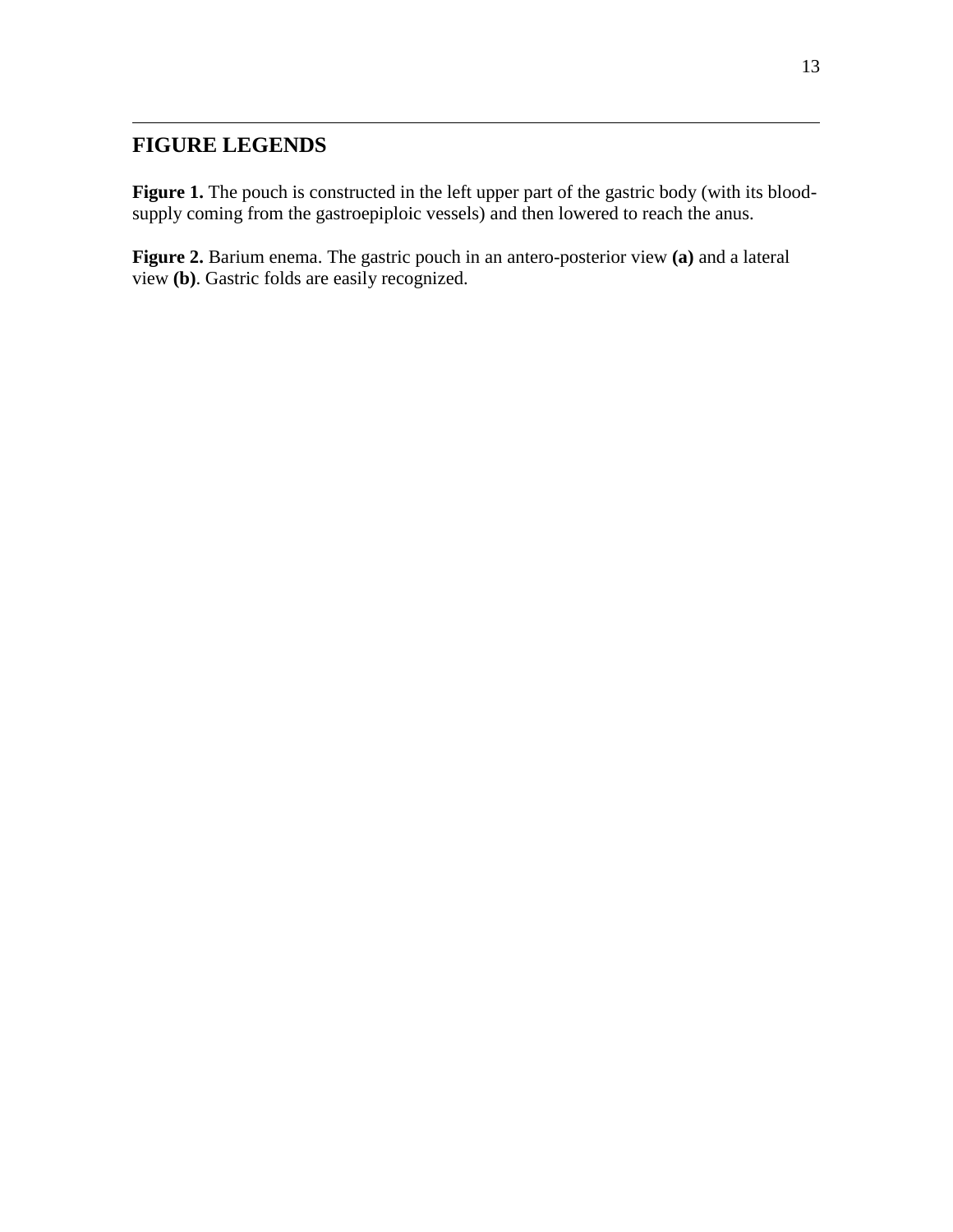## FIGURE LEGENDS

**Figure 1.** The pouch is constructed in the left upper part of the gastric body (with its blood-supply coming from the gastroepiploic vessels) and then lowered to reach the anus.

**Figure 2.** Barium enema. The gastric pouch in an antero-posterior view **(a)** and a lateral view **(b)**. Gastric folds are easily recognized.